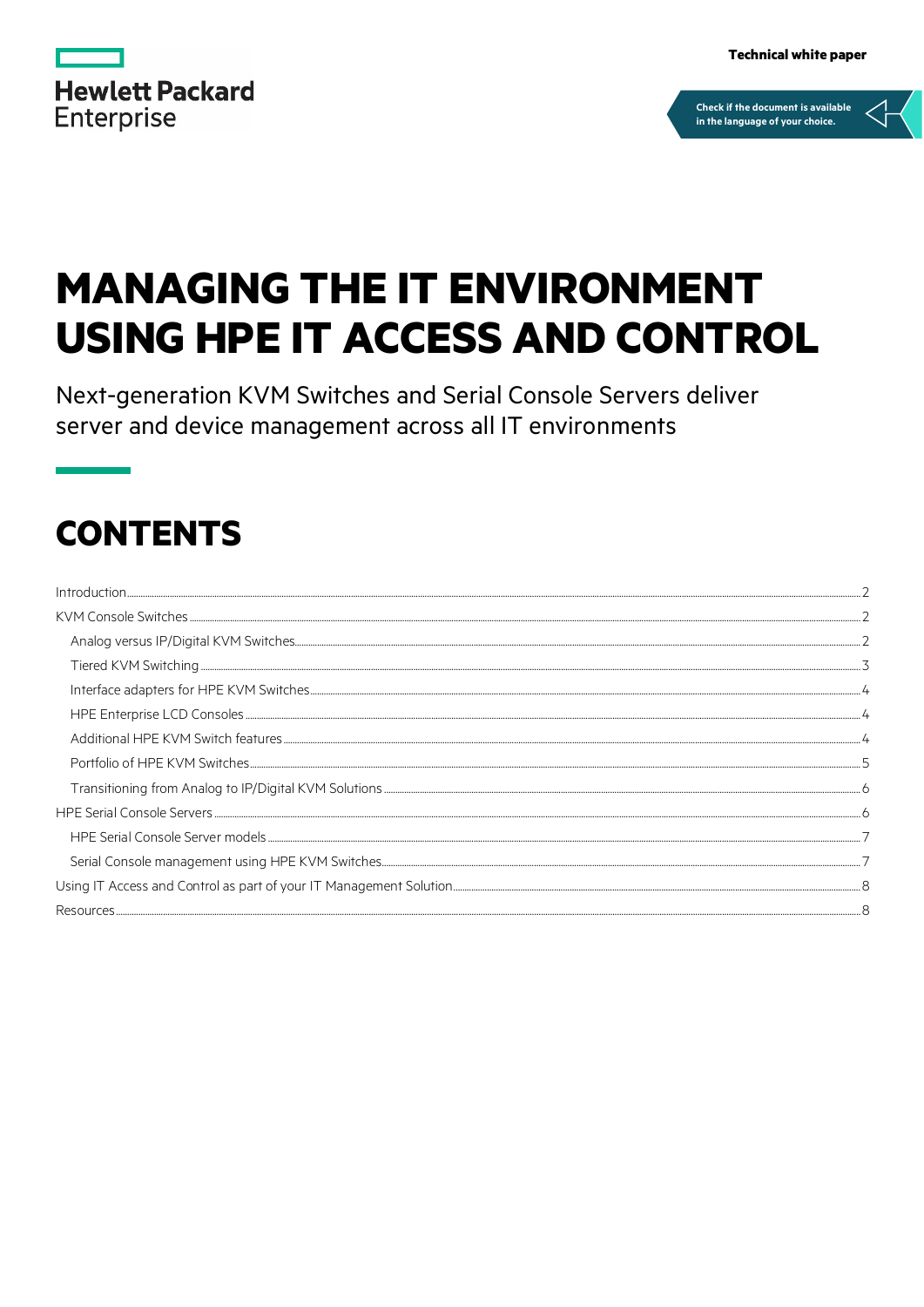Hewlett Packard Enterprise

**Technical white paper**

Check if the document is available in the language of your choice.

# MANAGING THE IT ENVIRONMENT USING HPE IT ACCESS AND CONTROL

Next-generation KVM Switches and Serial Console Servers deliver server and device management across all IT environments

## CONTENTS

- Introduction ... 2
- KVM Console Switches ... 2
  - Analog versus IP/Digital KVM Switches ... 2
  - Tiered KVM Switching ... 3
  - Interface adapters for HPE KVM Switches ... 4
  - HPE Enterprise LCD Consoles ... 4
  - Additional HPE KVM Switch features ... 4
  - Portfolio of HPE KVM Switches ... 5
  - Transitioning from Analog to IP/Digital KVM Solutions ... 6
- HPE Serial Console Servers ... 6
  - HPE Serial Console Server models ... 7
  - Serial Console management using HPE KVM Switches ... 7
- Using IT Access and Control as part of your IT Management Solution ... 8
- Resources ... 8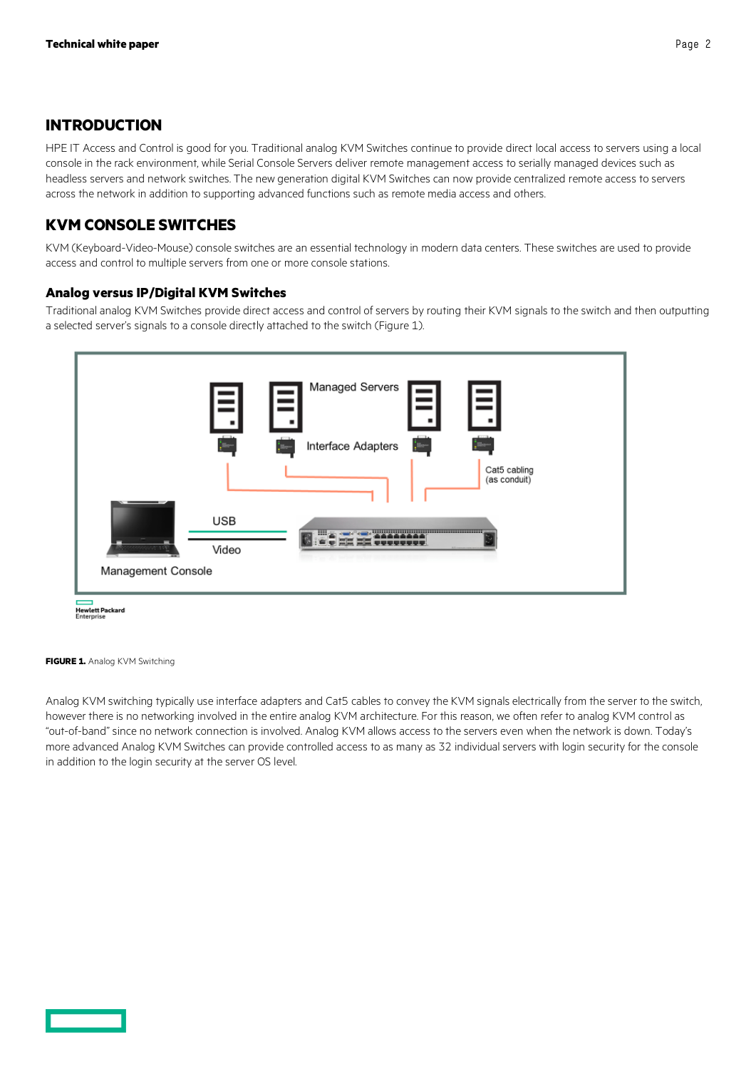## INTRODUCTION

HPE IT Access and Control is good for you. Traditional analog KVM Switches continue to provide direct local access to servers using a local console in the rack environment, while Serial Console Servers deliver remote management access to serially managed devices such as headless servers and network switches. The new generation digital KVM Switches can now provide centralized remote access to servers across the network in addition to supporting advanced functions such as remote media access and others.

## KVM CONSOLE SWITCHES

KVM (Keyboard-Video-Mouse) console switches are an essential technology in modern data centers. These switches are used to provide access and control to multiple servers from one or more console stations.

### Analog versus IP/Digital KVM Switches

Traditional analog KVM Switches provide direct access and control of servers by routing their KVM signals to the switch and then outputting a selected server's signals to a console directly attached to the switch (Figure 1).

**FIGURE 1.** Analog KVM Switching

Analog KVM switching typically use interface adapters and Cat5 cables to convey the KVM signals electrically from the server to the switch, however there is no networking involved in the entire analog KVM architecture. For this reason, we often refer to analog KVM control as "out-of-band" since no network connection is involved. Analog KVM allows access to the servers even when the network is down. Today's more advanced Analog KVM Switches can provide controlled access to as many as 32 individual servers with login security for the console in addition to the login security at the server OS level.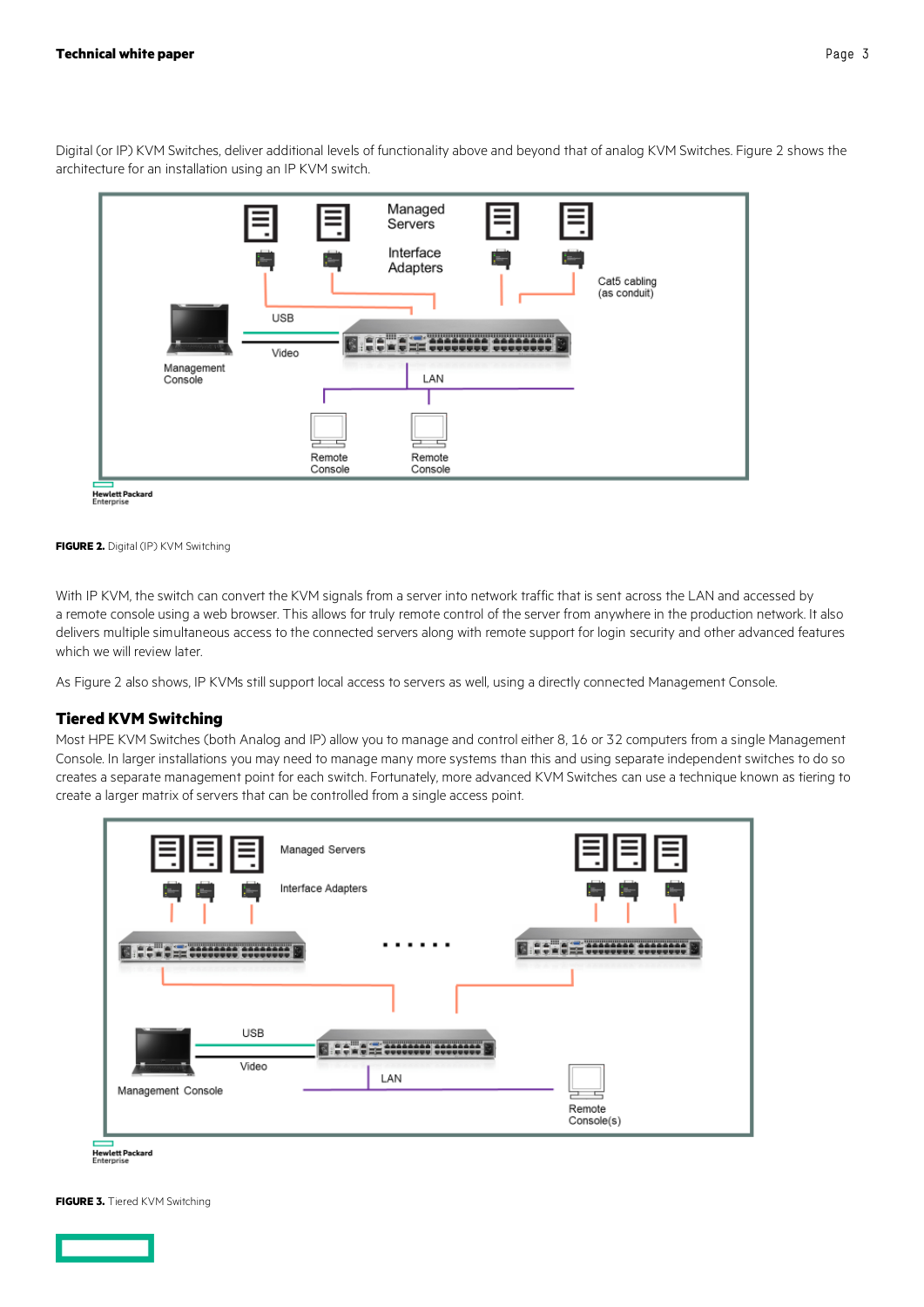Digital (or IP) KVM Switches, deliver additional levels of functionality above and beyond that of analog KVM Switches. Figure 2 shows the architecture for an installation using an IP KVM switch.

**FIGURE 2.** Digital (IP) KVM Switching

With IP KVM, the switch can convert the KVM signals from a server into network traffic that is sent across the LAN and accessed by a remote console using a web browser. This allows for truly remote control of the server from anywhere in the production network. It also delivers multiple simultaneous access to the connected servers along with remote support for login security and other advanced features which we will review later.

As Figure 2 also shows, IP KVMs still support local access to servers as well, using a directly connected Management Console.

### Tiered KVM Switching

Most HPE KVM Switches (both Analog and IP) allow you to manage and control either 8, 16 or 32 computers from a single Management Console. In larger installations you may need to manage many more systems than this and using separate independent switches to do so creates a separate management point for each switch. Fortunately, more advanced KVM Switches can use a technique known as tiering to create a larger matrix of servers that can be controlled from a single access point.

**FIGURE 3.** Tiered KVM Switching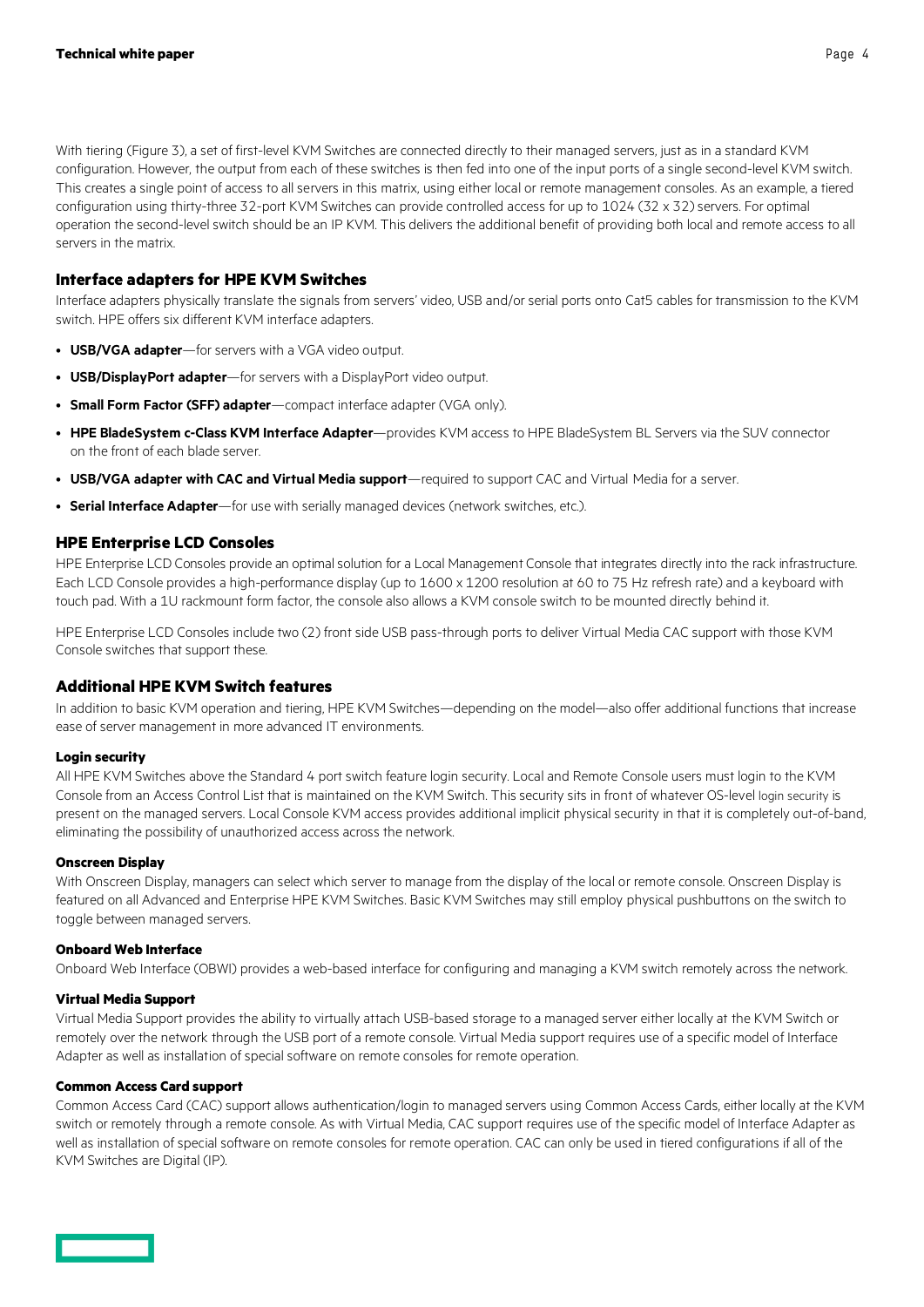With tiering (Figure 3), a set of first-level KVM Switches are connected directly to their managed servers, just as in a standard KVM configuration. However, the output from each of these switches is then fed into one of the input ports of a single second-level KVM switch. This creates a single point of access to all servers in this matrix, using either local or remote management consoles. As an example, a tiered configuration using thirty-three 32-port KVM Switches can provide controlled access for up to 1024 (32 x 32) servers. For optimal operation the second-level switch should be an IP KVM. This delivers the additional benefit of providing both local and remote access to all servers in the matrix.

## Interface adapters for HPE KVM Switches

Interface adapters physically translate the signals from servers' video, USB and/or serial ports onto Cat5 cables for transmission to the KVM switch. HPE offers six different KVM interface adapters.

- **USB/VGA adapter**—for servers with a VGA video output.
- **USB/DisplayPort adapter**—for servers with a DisplayPort video output.
- **Small Form Factor (SFF) adapter**—compact interface adapter (VGA only).
- **HPE BladeSystem c-Class KVM Interface Adapter**—provides KVM access to HPE BladeSystem BL Servers via the SUV connector on the front of each blade server.
- **USB/VGA adapter with CAC and Virtual Media support**—required to support CAC and Virtual Media for a server.
- **Serial Interface Adapter**—for use with serially managed devices (network switches, etc.).

## HPE Enterprise LCD Consoles

HPE Enterprise LCD Consoles provide an optimal solution for a Local Management Console that integrates directly into the rack infrastructure. Each LCD Console provides a high-performance display (up to 1600 x 1200 resolution at 60 to 75 Hz refresh rate) and a keyboard with touch pad. With a 1U rackmount form factor, the console also allows a KVM console switch to be mounted directly behind it.

HPE Enterprise LCD Consoles include two (2) front side USB pass-through ports to deliver Virtual Media CAC support with those KVM Console switches that support these.

## Additional HPE KVM Switch features

In addition to basic KVM operation and tiering, HPE KVM Switches—depending on the model—also offer additional functions that increase ease of server management in more advanced IT environments.

### Login security

All HPE KVM Switches above the Standard 4 port switch feature login security. Local and Remote Console users must login to the KVM Console from an Access Control List that is maintained on the KVM Switch. This security sits in front of whatever OS-level login security is present on the managed servers. Local Console KVM access provides additional implicit physical security in that it is completely out-of-band, eliminating the possibility of unauthorized access across the network.

### Onscreen Display

With Onscreen Display, managers can select which server to manage from the display of the local or remote console. Onscreen Display is featured on all Advanced and Enterprise HPE KVM Switches. Basic KVM Switches may still employ physical pushbuttons on the switch to toggle between managed servers.

### Onboard Web Interface

Onboard Web Interface (OBWI) provides a web-based interface for configuring and managing a KVM switch remotely across the network.

### Virtual Media Support

Virtual Media Support provides the ability to virtually attach USB-based storage to a managed server either locally at the KVM Switch or remotely over the network through the USB port of a remote console. Virtual Media support requires use of a specific model of Interface Adapter as well as installation of special software on remote consoles for remote operation.

### Common Access Card support

Common Access Card (CAC) support allows authentication/login to managed servers using Common Access Cards, either locally at the KVM switch or remotely through a remote console. As with Virtual Media, CAC support requires use of the specific model of Interface Adapter as well as installation of special software on remote consoles for remote operation. CAC can only be used in tiered configurations if all of the KVM Switches are Digital (IP).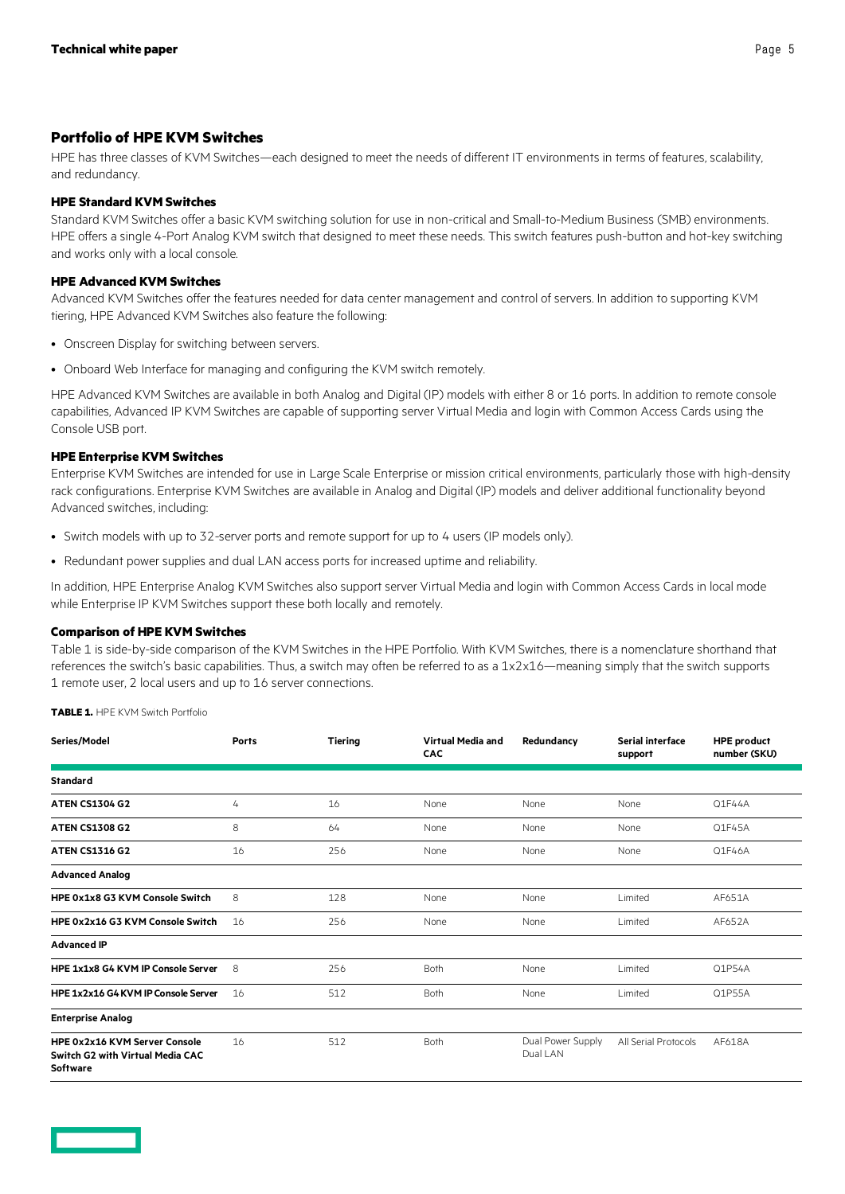## Portfolio of HPE KVM Switches

HPE has three classes of KVM Switches—each designed to meet the needs of different IT environments in terms of features, scalability, and redundancy.

### HPE Standard KVM Switches

Standard KVM Switches offer a basic KVM switching solution for use in non-critical and Small-to-Medium Business (SMB) environments. HPE offers a single 4-Port Analog KVM switch that designed to meet these needs. This switch features push-button and hot-key switching and works only with a local console.

### HPE Advanced KVM Switches

Advanced KVM Switches offer the features needed for data center management and control of servers. In addition to supporting KVM tiering, HPE Advanced KVM Switches also feature the following:

- Onscreen Display for switching between servers.
- Onboard Web Interface for managing and configuring the KVM switch remotely.

HPE Advanced KVM Switches are available in both Analog and Digital (IP) models with either 8 or 16 ports. In addition to remote console capabilities, Advanced IP KVM Switches are capable of supporting server Virtual Media and login with Common Access Cards using the Console USB port.

### HPE Enterprise KVM Switches

Enterprise KVM Switches are intended for use in Large Scale Enterprise or mission critical environments, particularly those with high-density rack configurations. Enterprise KVM Switches are available in Analog and Digital (IP) models and deliver additional functionality beyond Advanced switches, including:

- Switch models with up to 32-server ports and remote support for up to 4 users (IP models only).
- Redundant power supplies and dual LAN access ports for increased uptime and reliability.

In addition, HPE Enterprise Analog KVM Switches also support server Virtual Media and login with Common Access Cards in local mode while Enterprise IP KVM Switches support these both locally and remotely.

### Comparison of HPE KVM Switches

Table 1 is side-by-side comparison of the KVM Switches in the HPE Portfolio. With KVM Switches, there is a nomenclature shorthand that references the switch's basic capabilities. Thus, a switch may often be referred to as a 1x2x16—meaning simply that the switch supports 1 remote user, 2 local users and up to 16 server connections.

**TABLE 1.** HPE KVM Switch Portfolio

| Series/Model | Ports | Tiering | Virtual Media and CAC | Redundancy | Serial interface support | HPE product number (SKU) |
|---|---|---|---|---|---|---|
| **Standard** | | | | | | |
| **ATEN CS1304 G2** | 4 | 16 | None | None | None | Q1F44A |
| **ATEN CS1308 G2** | 8 | 64 | None | None | None | Q1F45A |
| **ATEN CS1316 G2** | 16 | 256 | None | None | None | Q1F46A |
| **Advanced Analog** | | | | | | |
| **HPE 0x1x8 G3 KVM Console Switch** | 8 | 128 | None | None | Limited | AF651A |
| **HPE 0x2x16 G3 KVM Console Switch** | 16 | 256 | None | None | Limited | AF652A |
| **Advanced IP** | | | | | | |
| **HPE 1x1x8 G4 KVM IP Console Server** | 8 | 256 | Both | None | Limited | Q1P54A |
| **HPE 1x2x16 G4 KVM IP Console Server** | 16 | 512 | Both | None | Limited | Q1P55A |
| **Enterprise Analog** | | | | | | |
| **HPE 0x2x16 KVM Server Console Switch G2 with Virtual Media CAC Software** | 16 | 512 | Both | Dual Power Supply Dual LAN | All Serial Protocols | AF618A |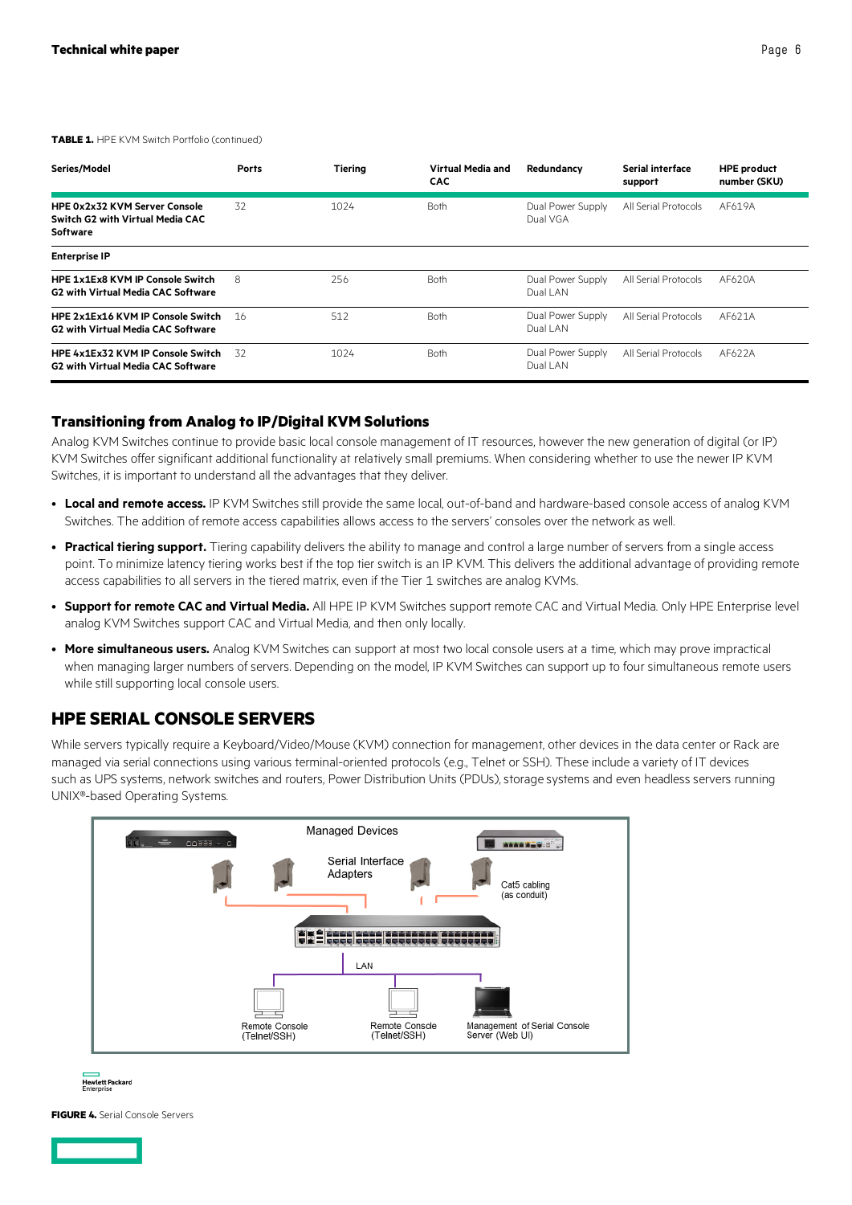**TABLE 1.** HPE KVM Switch Portfolio (continued)

| Series/Model | Ports | Tiering | Virtual Media and CAC | Redundancy | Serial interface support | HPE product number (SKU) |
|---|---|---|---|---|---|---|
| **HPE 0x2x32 KVM Server Console Switch G2 with Virtual Media CAC Software** | 32 | 1024 | Both | Dual Power Supply Dual VGA | All Serial Protocols | AF619A |
| **Enterprise IP** | | | | | | |
| **HPE 1x1Ex8 KVM IP Console Switch G2 with Virtual Media CAC Software** | 8 | 256 | Both | Dual Power Supply Dual LAN | All Serial Protocols | AF620A |
| **HPE 2x1Ex16 KVM IP Console Switch G2 with Virtual Media CAC Software** | 16 | 512 | Both | Dual Power Supply Dual LAN | All Serial Protocols | AF621A |
| **HPE 4x1Ex32 KVM IP Console Switch G2 with Virtual Media CAC Software** | 32 | 1024 | Both | Dual Power Supply Dual LAN | All Serial Protocols | AF622A |

### Transitioning from Analog to IP/Digital KVM Solutions

Analog KVM Switches continue to provide basic local console management of IT resources, however the new generation of digital (or IP) KVM Switches offer significant additional functionality at relatively small premiums. When considering whether to use the newer IP KVM Switches, it is important to understand all the advantages that they deliver.

- **Local and remote access.** IP KVM Switches still provide the same local, out-of-band and hardware-based console access of analog KVM Switches. The addition of remote access capabilities allows access to the servers' consoles over the network as well.
- **Practical tiering support.** Tiering capability delivers the ability to manage and control a large number of servers from a single access point. To minimize latency tiering works best if the top tier switch is an IP KVM. This delivers the additional advantage of providing remote access capabilities to all servers in the tiered matrix, even if the Tier 1 switches are analog KVMs.
- **Support for remote CAC and Virtual Media.** All HPE IP KVM Switches support remote CAC and Virtual Media. Only HPE Enterprise level analog KVM Switches support CAC and Virtual Media, and then only locally.
- **More simultaneous users.** Analog KVM Switches can support at most two local console users at a time, which may prove impractical when managing larger numbers of servers. Depending on the model, IP KVM Switches can support up to four simultaneous remote users while still supporting local console users.

## HPE SERIAL CONSOLE SERVERS

While servers typically require a Keyboard/Video/Mouse (KVM) connection for management, other devices in the data center or Rack are managed via serial connections using various terminal-oriented protocols (e.g., Telnet or SSH). These include a variety of IT devices such as UPS systems, network switches and routers, Power Distribution Units (PDUs), storage systems and even headless servers running UNIX®-based Operating Systems.

Managed Devices

Serial Interface Adapters

Cat5 cabling (as conduit)

LAN

Remote Console (Telnet/SSH)

Remote Console (Telnet/SSH)

Management of Serial Console Server (Web UI)

**FIGURE 4.** Serial Console Servers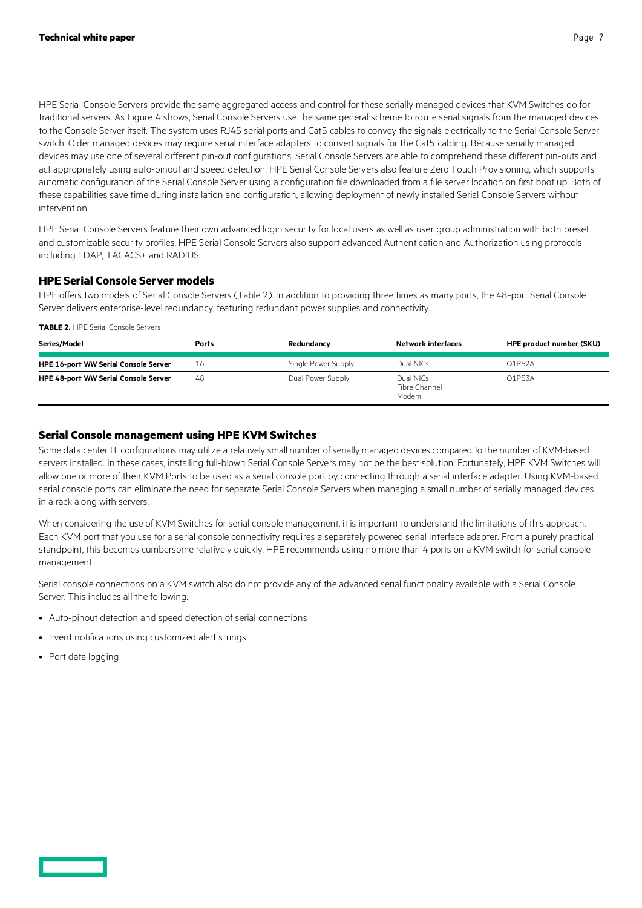HPE Serial Console Servers provide the same aggregated access and control for these serially managed devices that KVM Switches do for traditional servers. As Figure 4 shows, Serial Console Servers use the same general scheme to route serial signals from the managed devices to the Console Server itself. The system uses RJ45 serial ports and Cat5 cables to convey the signals electrically to the Serial Console Server switch. Older managed devices may require serial interface adapters to convert signals for the Cat5 cabling. Because serially managed devices may use one of several different pin-out configurations, Serial Console Servers are able to comprehend these different pin-outs and act appropriately using auto-pinout and speed detection. HPE Serial Console Servers also feature Zero Touch Provisioning, which supports automatic configuration of the Serial Console Server using a configuration file downloaded from a file server location on first boot up. Both of these capabilities save time during installation and configuration, allowing deployment of newly installed Serial Console Servers without intervention.

HPE Serial Console Servers feature their own advanced login security for local users as well as user group administration with both preset and customizable security profiles. HPE Serial Console Servers also support advanced Authentication and Authorization using protocols including LDAP, TACACS+ and RADIUS.

## HPE Serial Console Server models

HPE offers two models of Serial Console Servers (Table 2). In addition to providing three times as many ports, the 48-port Serial Console Server delivers enterprise-level redundancy, featuring redundant power supplies and connectivity.

**TABLE 2.** HPE Serial Console Servers

| Series/Model | Ports | Redundancy | Network interfaces | HPE product number (SKU) |
|---|---|---|---|---|
| **HPE 16-port WW Serial Console Server** | 16 | Single Power Supply | Dual NICs | Q1P52A |
| **HPE 48-port WW Serial Console Server** | 48 | Dual Power Supply | Dual NICs<br>Fibre Channel<br>Modem | Q1P53A |

## Serial Console management using HPE KVM Switches

Some data center IT configurations may utilize a relatively small number of serially managed devices compared to the number of KVM-based servers installed. In these cases, installing full-blown Serial Console Servers may not be the best solution. Fortunately, HPE KVM Switches will allow one or more of their KVM Ports to be used as a serial console port by connecting through a serial interface adapter. Using KVM-based serial console ports can eliminate the need for separate Serial Console Servers when managing a small number of serially managed devices in a rack along with servers.

When considering the use of KVM Switches for serial console management, it is important to understand the limitations of this approach. Each KVM port that you use for a serial console connectivity requires a separately powered serial interface adapter. From a purely practical standpoint, this becomes cumbersome relatively quickly. HPE recommends using no more than 4 ports on a KVM switch for serial console management.

Serial console connections on a KVM switch also do not provide any of the advanced serial functionality available with a Serial Console Server. This includes all the following:

- Auto-pinout detection and speed detection of serial connections
- Event notifications using customized alert strings
- Port data logging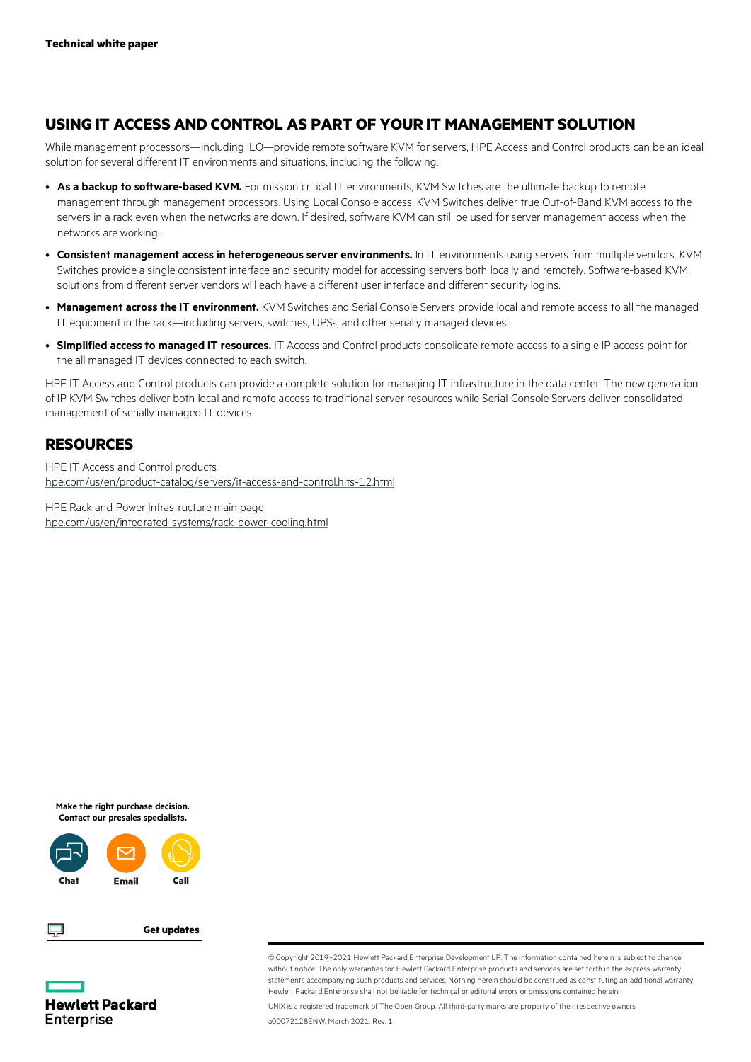## USING IT ACCESS AND CONTROL AS PART OF YOUR IT MANAGEMENT SOLUTION

While management processors—including iLO—provide remote software KVM for servers, HPE Access and Control products can be an ideal solution for several different IT environments and situations, including the following:

- **As a backup to software-based KVM.** For mission critical IT environments, KVM Switches are the ultimate backup to remote management through management processors. Using Local Console access, KVM Switches deliver true Out-of-Band KVM access to the servers in a rack even when the networks are down. If desired, software KVM can still be used for server management access when the networks are working.
- **Consistent management access in heterogeneous server environments.** In IT environments using servers from multiple vendors, KVM Switches provide a single consistent interface and security model for accessing servers both locally and remotely. Software-based KVM solutions from different server vendors will each have a different user interface and different security logins.
- **Management across the IT environment.** KVM Switches and Serial Console Servers provide local and remote access to all the managed IT equipment in the rack—including servers, switches, UPSs, and other serially managed devices.
- **Simplified access to managed IT resources.** IT Access and Control products consolidate remote access to a single IP access point for the all managed IT devices connected to each switch.

HPE IT Access and Control products can provide a complete solution for managing IT infrastructure in the data center. The new generation of IP KVM Switches deliver both local and remote access to traditional server resources while Serial Console Servers deliver consolidated management of serially managed IT devices.

## RESOURCES

HPE IT Access and Control products
hpe.com/us/en/product-catalog/servers/it-access-and-control.hits-12.html

HPE Rack and Power Infrastructure main page
hpe.com/us/en/integrated-systems/rack-power-cooling.html

**Make the right purchase decision. Contact our presales specialists.**

Chat Email Call

Get updates

© Copyright 2019–2021 Hewlett Packard Enterprise Development LP. The information contained herein is subject to change without notice. The only warranties for Hewlett Packard Enterprise products and services are set forth in the express warranty statements accompanying such products and services. Nothing herein should be construed as constituting an additional warranty. Hewlett Packard Enterprise shall not be liable for technical or editorial errors or omissions contained herein.

UNIX is a registered trademark of The Open Group. All third-party marks are property of their respective owners.

a00072128ENW, March 2021, Rev. 1